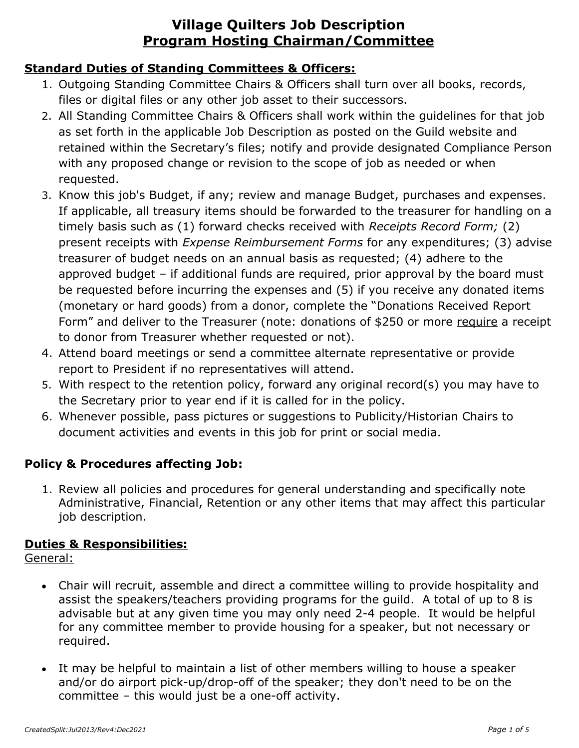# Village Quilters Job Description
## Program Hosting Chairman/Committee

**Standard Duties of Standing Committees & Officers:**

1. Outgoing Standing Committee Chairs & Officers shall turn over all books, records, files or digital files or any other job asset to their successors.
2. All Standing Committee Chairs & Officers shall work within the guidelines for that job as set forth in the applicable Job Description as posted on the Guild website and retained within the Secretary's files; notify and provide designated Compliance Person with any proposed change or revision to the scope of job as needed or when requested.
3. Know this job's Budget, if any; review and manage Budget, purchases and expenses. If applicable, all treasury items should be forwarded to the treasurer for handling on a timely basis such as (1) forward checks received with *Receipts Record Form;* (2) present receipts with *Expense Reimbursement Forms* for any expenditures; (3) advise treasurer of budget needs on an annual basis as requested; (4) adhere to the approved budget – if additional funds are required, prior approval by the board must be requested before incurring the expenses and (5) if you receive any donated items (monetary or hard goods) from a donor, complete the "Donations Received Report Form" and deliver to the Treasurer (note: donations of $250 or more require a receipt to donor from Treasurer whether requested or not).
4. Attend board meetings or send a committee alternate representative or provide report to President if no representatives will attend.
5. With respect to the retention policy, forward any original record(s) you may have to the Secretary prior to year end if it is called for in the policy.
6. Whenever possible, pass pictures or suggestions to Publicity/Historian Chairs to document activities and events in this job for print or social media.

**Policy & Procedures affecting Job:**

1. Review all policies and procedures for general understanding and specifically note Administrative, Financial, Retention or any other items that may affect this particular job description.

**Duties & Responsibilities:**

General:

- Chair will recruit, assemble and direct a committee willing to provide hospitality and assist the speakers/teachers providing programs for the guild. A total of up to 8 is advisable but at any given time you may only need 2-4 people. It would be helpful for any committee member to provide housing for a speaker, but not necessary or required.

- It may be helpful to maintain a list of other members willing to house a speaker and/or do airport pick-up/drop-off of the speaker; they don't need to be on the committee – this would just be a one-off activity.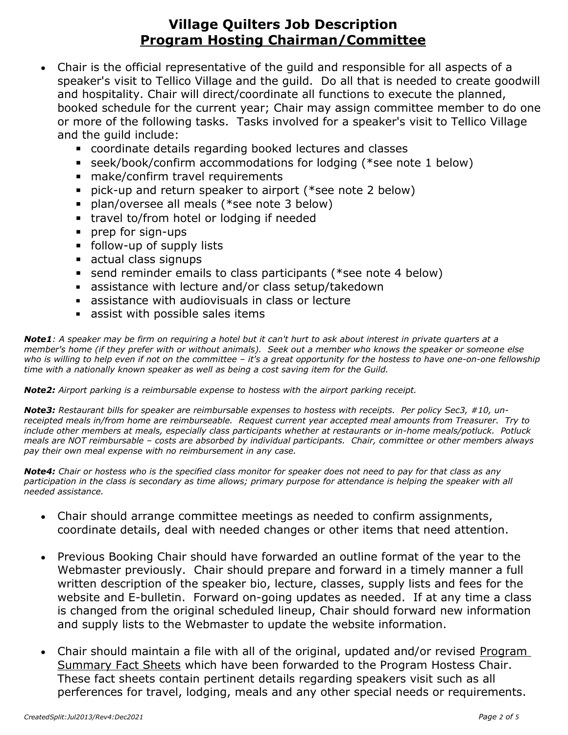# Village Quilters Job Description
## Program Hosting Chairman/Committee

- Chair is the official representative of the guild and responsible for all aspects of a speaker's visit to Tellico Village and the guild. Do all that is needed to create goodwill and hospitality. Chair will direct/coordinate all functions to execute the planned, booked schedule for the current year; Chair may assign committee member to do one or more of the following tasks. Tasks involved for a speaker's visit to Tellico Village and the guild include:
  - coordinate details regarding booked lectures and classes
  - seek/book/confirm accommodations for lodging (*see note 1 below)
  - make/confirm travel requirements
  - pick-up and return speaker to airport (*see note 2 below)
  - plan/oversee all meals (*see note 3 below)
  - travel to/from hotel or lodging if needed
  - prep for sign-ups
  - follow-up of supply lists
  - actual class signups
  - send reminder emails to class participants (*see note 4 below)
  - assistance with lecture and/or class setup/takedown
  - assistance with audiovisuals in class or lecture
  - assist with possible sales items

***Note1****: A speaker may be firm on requiring a hotel but it can't hurt to ask about interest in private quarters at a member's home (if they prefer with or without animals). Seek out a member who knows the speaker or someone else who is willing to help even if not on the committee – it's a great opportunity for the hostess to have one-on-one fellowship time with a nationally known speaker as well as being a cost saving item for the Guild.*

***Note2:*** *Airport parking is a reimbursable expense to hostess with the airport parking receipt.*

***Note3:*** *Restaurant bills for speaker are reimbursable expenses to hostess with receipts. Per policy Sec3, #10, un-receipted meals in/from home are reimburseable. Request current year accepted meal amounts from Treasurer. Try to include other members at meals, especially class participants whether at restaurants or in-home meals/potluck. Potluck meals are NOT reimbursable – costs are absorbed by individual participants. Chair, committee or other members always pay their own meal expense with no reimbursement in any case.*

***Note4:*** *Chair or hostess who is the specified class monitor for speaker does not need to pay for that class as any participation in the class is secondary as time allows; primary purpose for attendance is helping the speaker with all needed assistance.*

- Chair should arrange committee meetings as needed to confirm assignments, coordinate details, deal with needed changes or other items that need attention.

- Previous Booking Chair should have forwarded an outline format of the year to the Webmaster previously. Chair should prepare and forward in a timely manner a full written description of the speaker bio, lecture, classes, supply lists and fees for the website and E-bulletin. Forward on-going updates as needed. If at any time a class is changed from the original scheduled lineup, Chair should forward new information and supply lists to the Webmaster to update the website information.

- Chair should maintain a file with all of the original, updated and/or revised <u>Program Summary Fact Sheets</u> which have been forwarded to the Program Hostess Chair. These fact sheets contain pertinent details regarding speakers visit such as all perferences for travel, lodging, meals and any other special needs or requirements.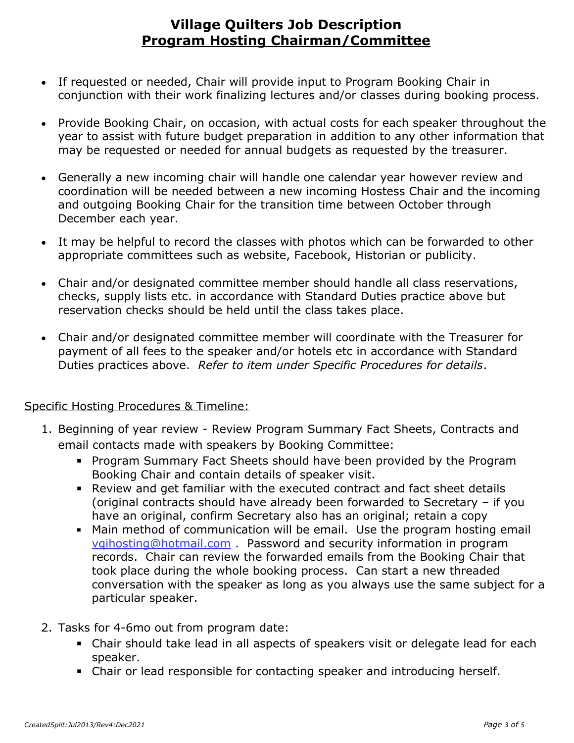# Village Quilters Job Description
## Program Hosting Chairman/Committee

- If requested or needed, Chair will provide input to Program Booking Chair in conjunction with their work finalizing lectures and/or classes during booking process.
- Provide Booking Chair, on occasion, with actual costs for each speaker throughout the year to assist with future budget preparation in addition to any other information that may be requested or needed for annual budgets as requested by the treasurer.
- Generally a new incoming chair will handle one calendar year however review and coordination will be needed between a new incoming Hostess Chair and the incoming and outgoing Booking Chair for the transition time between October through December each year.
- It may be helpful to record the classes with photos which can be forwarded to other appropriate committees such as website, Facebook, Historian or publicity.
- Chair and/or designated committee member should handle all class reservations, checks, supply lists etc. in accordance with Standard Duties practice above but reservation checks should be held until the class takes place.
- Chair and/or designated committee member will coordinate with the Treasurer for payment of all fees to the speaker and/or hotels etc in accordance with Standard Duties practices above. *Refer to item under Specific Procedures for details*.

Specific Hosting Procedures & Timeline:

1. Beginning of year review - Review Program Summary Fact Sheets, Contracts and email contacts made with speakers by Booking Committee:
   - Program Summary Fact Sheets should have been provided by the Program Booking Chair and contain details of speaker visit.
   - Review and get familiar with the executed contract and fact sheet details (original contracts should have already been forwarded to Secretary – if you have an original, confirm Secretary also has an original; retain a copy
   - Main method of communication will be email. Use the program hosting email vqihosting@hotmail.com . Password and security information in program records. Chair can review the forwarded emails from the Booking Chair that took place during the whole booking process. Can start a new threaded conversation with the speaker as long as you always use the same subject for a particular speaker.
2. Tasks for 4-6mo out from program date:
   - Chair should take lead in all aspects of speakers visit or delegate lead for each speaker.
   - Chair or lead responsible for contacting speaker and introducing herself.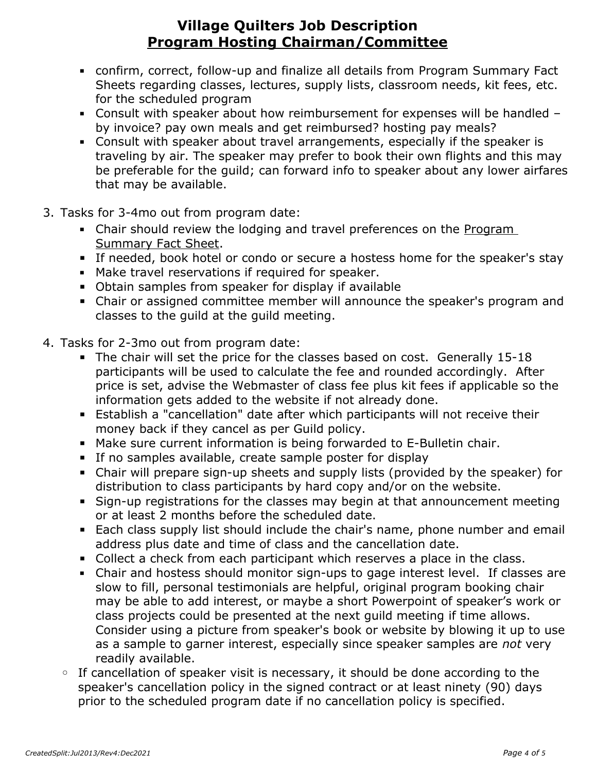# Village Quilters Job Description
## Program Hosting Chairman/Committee

- confirm, correct, follow-up and finalize all details from Program Summary Fact Sheets regarding classes, lectures, supply lists, classroom needs, kit fees, etc. for the scheduled program
- Consult with speaker about how reimbursement for expenses will be handled – by invoice? pay own meals and get reimbursed? hosting pay meals?
- Consult with speaker about travel arrangements, especially if the speaker is traveling by air. The speaker may prefer to book their own flights and this may be preferable for the guild; can forward info to speaker about any lower airfares that may be available.

3. Tasks for 3-4mo out from program date:
    - Chair should review the lodging and travel preferences on the Program Summary Fact Sheet.
    - If needed, book hotel or condo or secure a hostess home for the speaker's stay
    - Make travel reservations if required for speaker.
    - Obtain samples from speaker for display if available
    - Chair or assigned committee member will announce the speaker's program and classes to the guild at the guild meeting.

4. Tasks for 2-3mo out from program date:
    - The chair will set the price for the classes based on cost. Generally 15-18 participants will be used to calculate the fee and rounded accordingly. After price is set, advise the Webmaster of class fee plus kit fees if applicable so the information gets added to the website if not already done.
    - Establish a "cancellation" date after which participants will not receive their money back if they cancel as per Guild policy.
    - Make sure current information is being forwarded to E-Bulletin chair.
    - If no samples available, create sample poster for display
    - Chair will prepare sign-up sheets and supply lists (provided by the speaker) for distribution to class participants by hard copy and/or on the website.
    - Sign-up registrations for the classes may begin at that announcement meeting or at least 2 months before the scheduled date.
    - Each class supply list should include the chair's name, phone number and email address plus date and time of class and the cancellation date.
    - Collect a check from each participant which reserves a place in the class.
    - Chair and hostess should monitor sign-ups to gage interest level. If classes are slow to fill, personal testimonials are helpful, original program booking chair may be able to add interest, or maybe a short Powerpoint of speaker's work or class projects could be presented at the next guild meeting if time allows. Consider using a picture from speaker's book or website by blowing it up to use as a sample to garner interest, especially since speaker samples are *not* very readily available.
  - If cancellation of speaker visit is necessary, it should be done according to the speaker's cancellation policy in the signed contract or at least ninety (90) days prior to the scheduled program date if no cancellation policy is specified.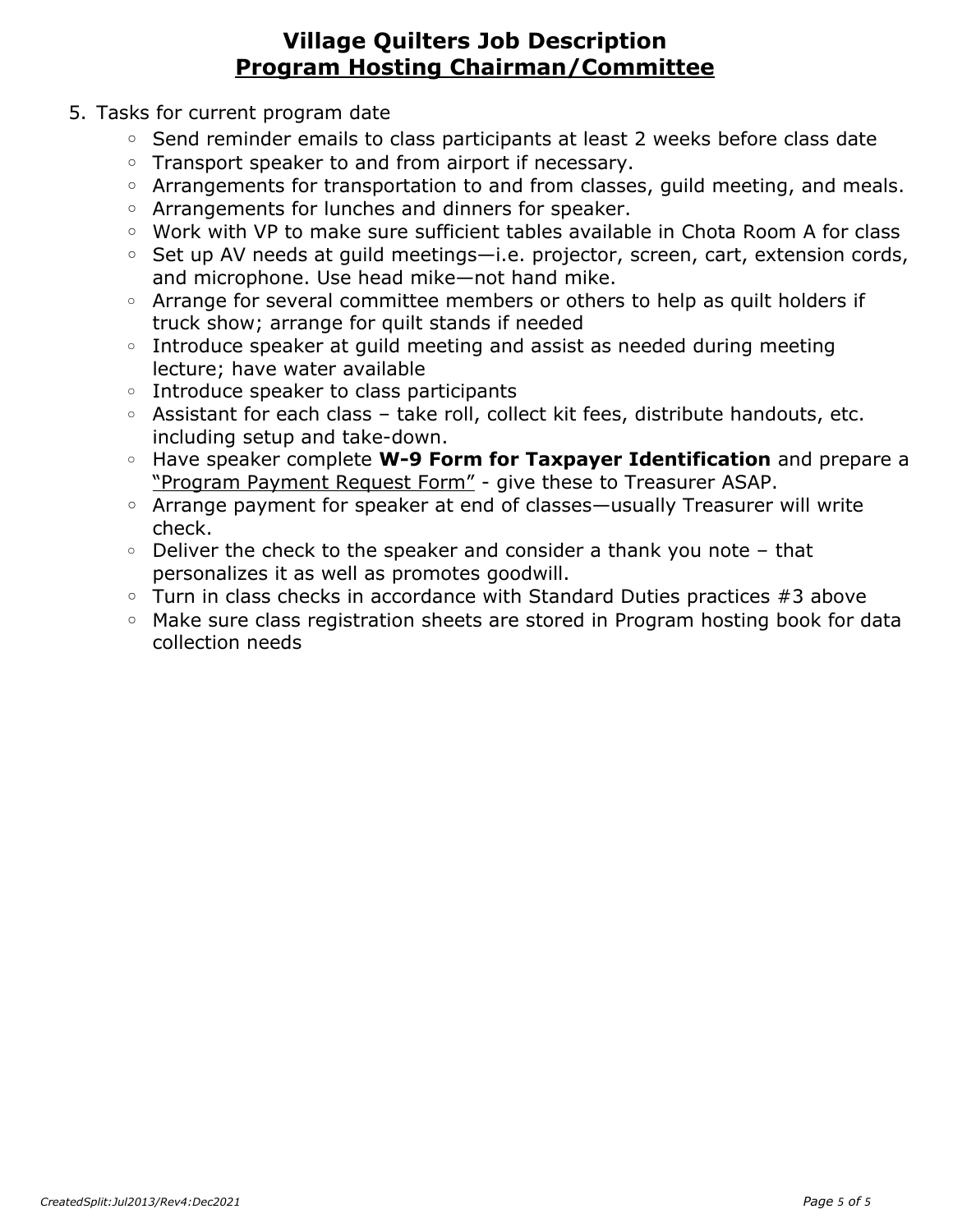# Village Quilters Job Description
## Program Hosting Chairman/Committee

5. Tasks for current program date
   - Send reminder emails to class participants at least 2 weeks before class date
   - Transport speaker to and from airport if necessary.
   - Arrangements for transportation to and from classes, guild meeting, and meals.
   - Arrangements for lunches and dinners for speaker.
   - Work with VP to make sure sufficient tables available in Chota Room A for class
   - Set up AV needs at guild meetings—i.e. projector, screen, cart, extension cords, and microphone. Use head mike—not hand mike.
   - Arrange for several committee members or others to help as quilt holders if truck show; arrange for quilt stands if needed
   - Introduce speaker at guild meeting and assist as needed during meeting lecture; have water available
   - Introduce speaker to class participants
   - Assistant for each class – take roll, collect kit fees, distribute handouts, etc. including setup and take-down.
   - Have speaker complete **W-9 Form for Taxpayer Identification** and prepare a "Program Payment Request Form" - give these to Treasurer ASAP.
   - Arrange payment for speaker at end of classes—usually Treasurer will write check.
   - Deliver the check to the speaker and consider a thank you note – that personalizes it as well as promotes goodwill.
   - Turn in class checks in accordance with Standard Duties practices #3 above
   - Make sure class registration sheets are stored in Program hosting book for data collection needs